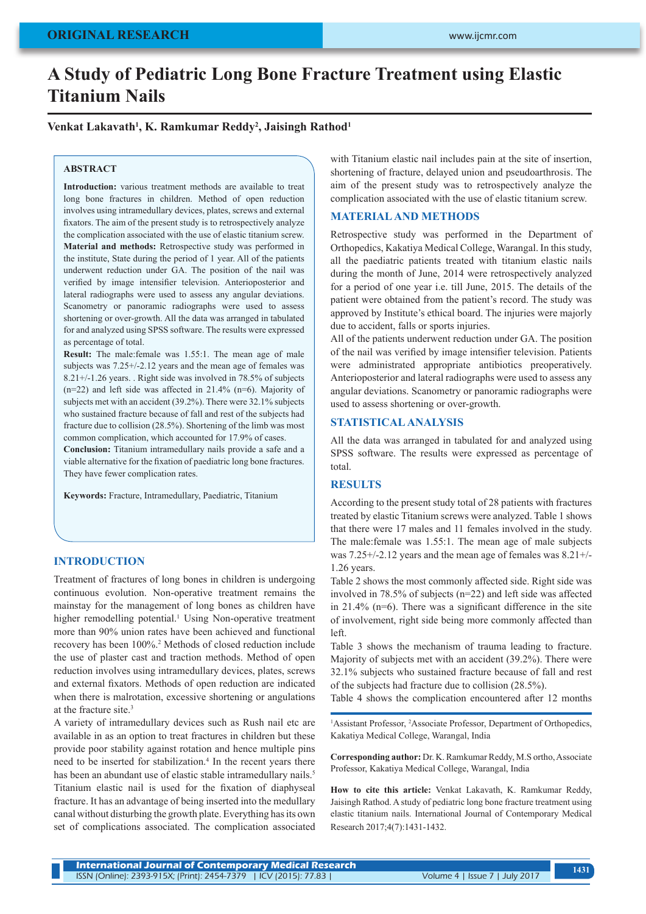ORIGINAL RESEARCH

# A Study of Pediatric Long Bone Fracture Treatment using Elastic Titanium Nails

**Venkat Lakavath[1], K. Ramkumar Reddy[2], Jaisingh Rathod[1]**

## ABSTRACT

**Introduction:** various treatment methods are available to treat long bone fractures in children. Method of open reduction involves using intramedullary devices, plates, screws and external fixators. The aim of the present study is to retrospectively analyze the complication associated with the use of elastic titanium screw.
**Material and methods:** Retrospective study was performed in the institute, State during the period of 1 year. All of the patients underwent reduction under GA. The position of the nail was verified by image intensifier television. Anterioposterior and lateral radiographs were used to assess any angular deviations. Scanometry or panoramic radiographs were used to assess shortening or over-growth. All the data was arranged in tabulated for and analyzed using SPSS software. The results were expressed as percentage of total.
**Result:** The male:female was 1.55:1. The mean age of male subjects was 7.25+/-2.12 years and the mean age of females was 8.21+/-1.26 years. . Right side was involved in 78.5% of subjects (n=22) and left side was affected in 21.4% (n=6). Majority of subjects met with an accident (39.2%). There were 32.1% subjects who sustained fracture because of fall and rest of the subjects had fracture due to collision (28.5%). Shortening of the limb was most common complication, which accounted for 17.9% of cases.
**Conclusion:** Titanium intramedullary nails provide a safe and a viable alternative for the fixation of paediatric long bone fractures. They have fewer complication rates.

**Keywords:** Fracture, Intramedullary, Paediatric, Titanium

## INTRODUCTION

Treatment of fractures of long bones in children is undergoing continuous evolution. Non-operative treatment remains the mainstay for the management of long bones as children have higher remodelling potential.[1] Using Non-operative treatment more than 90% union rates have been achieved and functional recovery has been 100%.[2] Methods of closed reduction include the use of plaster cast and traction methods. Method of open reduction involves using intramedullary devices, plates, screws and external fixators. Methods of open reduction are indicated when there is malrotation, excessive shortening or angulations at the fracture site.[3]

A variety of intramedullary devices such as Rush nail etc are available in as an option to treat fractures in children but these provide poor stability against rotation and hence multiple pins need to be inserted for stabilization.[4] In the recent years there has been an abundant use of elastic stable intramedullary nails.[5] Titanium elastic nail is used for the fixation of diaphyseal fracture. It has an advantage of being inserted into the medullary canal without disturbing the growth plate. Everything has its own set of complications associated. The complication associated with Titanium elastic nail includes pain at the site of insertion, shortening of fracture, delayed union and pseudoarthrosis. The aim of the present study was to retrospectively analyze the complication associated with the use of elastic titanium screw.

## MATERIAL AND METHODS

Retrospective study was performed in the Department of Orthopedics, Kakatiya Medical College, Warangal. In this study, all the paediatric patients treated with titanium elastic nails during the month of June, 2014 were retrospectively analyzed for a period of one year i.e. till June, 2015. The details of the patient were obtained from the patient's record. The study was approved by Institute's ethical board. The injuries were majorly due to accident, falls or sports injuries.

All of the patients underwent reduction under GA. The position of the nail was verified by image intensifier television. Patients were administrated appropriate antibiotics preoperatively. Anterioposterior and lateral radiographs were used to assess any angular deviations. Scanometry or panoramic radiographs were used to assess shortening or over-growth.

## STATISTICAL ANALYSIS

All the data was arranged in tabulated for and analyzed using SPSS software. The results were expressed as percentage of total.

## RESULTS

According to the present study total of 28 patients with fractures treated by elastic Titanium screws were analyzed. Table 1 shows that there were 17 males and 11 females involved in the study. The male:female was 1.55:1. The mean age of male subjects was 7.25+/-2.12 years and the mean age of females was 8.21+/-1.26 years.

Table 2 shows the most commonly affected side. Right side was involved in 78.5% of subjects (n=22) and left side was affected in 21.4% (n=6). There was a significant difference in the site of involvement, right side being more commonly affected than left.

Table 3 shows the mechanism of trauma leading to fracture. Majority of subjects met with an accident (39.2%). There were 32.1% subjects who sustained fracture because of fall and rest of the subjects had fracture due to collision (28.5%).

Table 4 shows the complication encountered after 12 months

---

[1]Assistant Professor, [2]Associate Professor, Department of Orthopedics, Kakatiya Medical College, Warangal, India

**Corresponding author:** Dr. K. Ramkumar Reddy, M.S ortho, Associate Professor, Kakatiya Medical College, Warangal, India

**How to cite this article:** Venkat Lakavath, K. Ramkumar Reddy, Jaisingh Rathod. A study of pediatric long bone fracture treatment using elastic titanium nails. International Journal of Contemporary Medical Research 2017;4(7):1431-1432.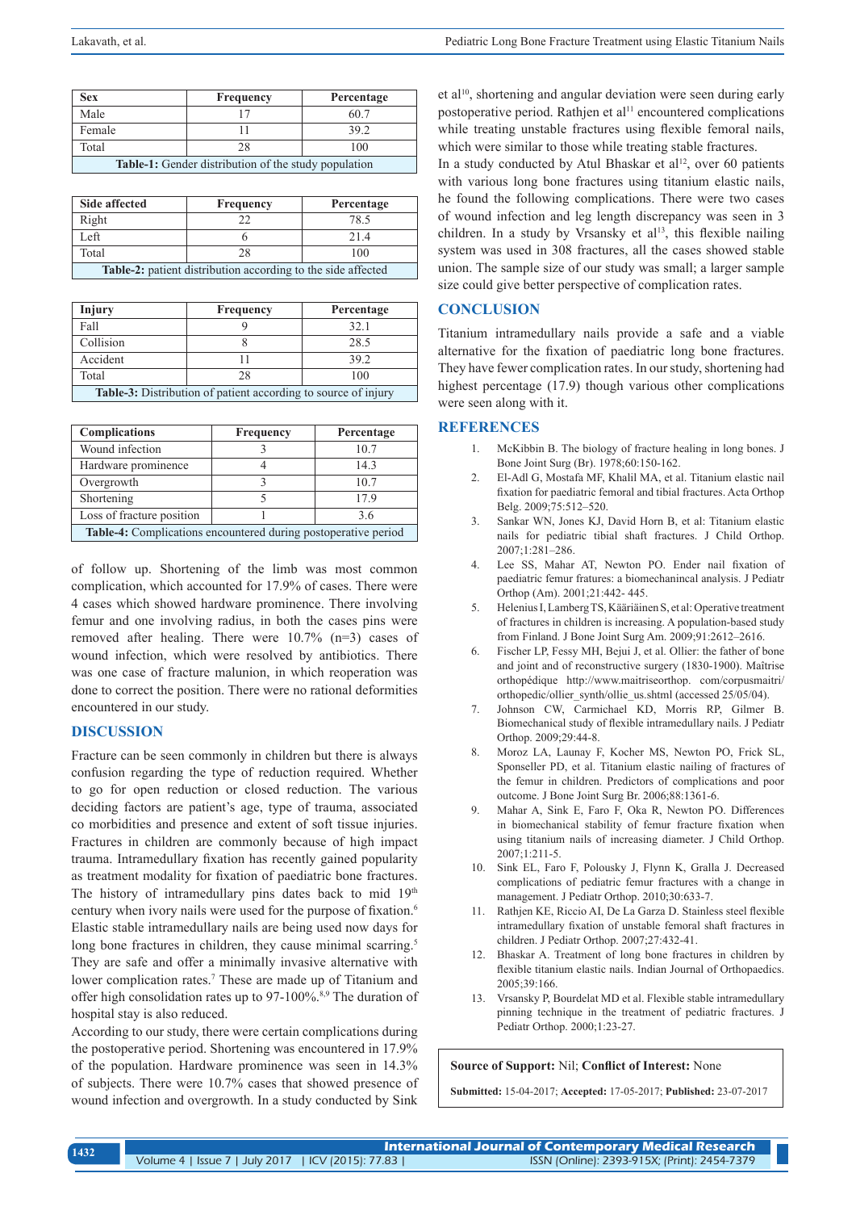| Sex | Frequency | Percentage |
|---|---|---|
| Male | 17 | 60.7 |
| Female | 11 | 39.2 |
| Total | 28 | 100 |

**Table-1:** Gender distribution of the study population

| Side affected | Frequency | Percentage |
|---|---|---|
| Right | 22 | 78.5 |
| Left | 6 | 21.4 |
| Total | 28 | 100 |

**Table-2:** patient distribution according to the side affected

| Injury | Frequency | Percentage |
|---|---|---|
| Fall | 9 | 32.1 |
| Collision | 8 | 28.5 |
| Accident | 11 | 39.2 |
| Total | 28 | 100 |

**Table-3:** Distribution of patient according to source of injury

| Complications | Frequency | Percentage |
|---|---|---|
| Wound infection | 3 | 10.7 |
| Hardware prominence | 4 | 14.3 |
| Overgrowth | 3 | 10.7 |
| Shortening | 5 | 17.9 |
| Loss of fracture position | 1 | 3.6 |

**Table-4:** Complications encountered during postoperative period

of follow up. Shortening of the limb was most common complication, which accounted for 17.9% of cases. There were 4 cases which showed hardware prominence. There involving femur and one involving radius, in both the cases pins were removed after healing. There were 10.7% (n=3) cases of wound infection, which were resolved by antibiotics. There was one case of fracture malunion, in which reoperation was done to correct the position. There were no rational deformities encountered in our study.

## DISCUSSION

Fracture can be seen commonly in children but there is always confusion regarding the type of reduction required. Whether to go for open reduction or closed reduction. The various deciding factors are patient's age, type of trauma, associated co morbidities and presence and extent of soft tissue injuries. Fractures in children are commonly because of high impact trauma. Intramedullary fixation has recently gained popularity as treatment modality for fixation of paediatric bone fractures. The history of intramedullary pins dates back to mid 19th century when ivory nails were used for the purpose of fixation.[6] Elastic stable intramedullary nails are being used now days for long bone fractures in children, they cause minimal scarring.[5] They are safe and offer a minimally invasive alternative with lower complication rates.[7] These are made up of Titanium and offer high consolidation rates up to 97-100%.[8,9] The duration of hospital stay is also reduced.

According to our study, there were certain complications during the postoperative period. Shortening was encountered in 17.9% of the population. Hardware prominence was seen in 14.3% of subjects. There were 10.7% cases that showed presence of wound infection and overgrowth. In a study conducted by Sink et al[10], shortening and angular deviation were seen during early postoperative period. Rathjen et al[11] encountered complications while treating unstable fractures using flexible femoral nails, which were similar to those while treating stable fractures.

In a study conducted by Atul Bhaskar et al[12], over 60 patients with various long bone fractures using titanium elastic nails, he found the following complications. There were two cases of wound infection and leg length discrepancy was seen in 3 children. In a study by Vrsansky et al[13], this flexible nailing system was used in 308 fractures, all the cases showed stable union. The sample size of our study was small; a larger sample size could give better perspective of complication rates.

## CONCLUSION

Titanium intramedullary nails provide a safe and a viable alternative for the fixation of paediatric long bone fractures. They have fewer complication rates. In our study, shortening had highest percentage (17.9) though various other complications were seen along with it.

## REFERENCES

1. McKibbin B. The biology of fracture healing in long bones. J Bone Joint Surg (Br). 1978;60:150-162.
2. El-Adl G, Mostafa MF, Khalil MA, et al. Titanium elastic nail fixation for paediatric femoral and tibial fractures. Acta Orthop Belg. 2009;75:512–520.
3. Sankar WN, Jones KJ, David Horn B, et al: Titanium elastic nails for pediatric tibial shaft fractures. J Child Orthop. 2007;1:281–286.
4. Lee SS, Mahar AT, Newton PO. Ender nail fixation of paediatric femur fratures: a biomechanincal analysis. J Pediatr Orthop (Am). 2001;21:442- 445.
5. Helenius I, Lamberg TS, Kääriäinen S, et al: Operative treatment of fractures in children is increasing. A population-based study from Finland. J Bone Joint Surg Am. 2009;91:2612–2616.
6. Fischer LP, Fessy MH, Bejui J, et al. Ollier: the father of bone and joint and of reconstructive surgery (1830-1900). Maîtrise orthopédique http://www.maitriseorthop. com/corpusmaitri/orthopedic/ollier_synth/ollie_us.shtml (accessed 25/05/04).
7. Johnson CW, Carmichael KD, Morris RP, Gilmer B. Biomechanical study of flexible intramedullary nails. J Pediatr Orthop. 2009;29:44-8.
8. Moroz LA, Launay F, Kocher MS, Newton PO, Frick SL, Sponseller PD, et al. Titanium elastic nailing of fractures of the femur in children. Predictors of complications and poor outcome. J Bone Joint Surg Br. 2006;88:1361-6.
9. Mahar A, Sink E, Faro F, Oka R, Newton PO. Differences in biomechanical stability of femur fracture fixation when using titanium nails of increasing diameter. J Child Orthop. 2007;1:211-5.
10. Sink EL, Faro F, Polousky J, Flynn K, Gralla J. Decreased complications of pediatric femur fractures with a change in management. J Pediatr Orthop. 2010;30:633-7.
11. Rathjen KE, Riccio AI, De La Garza D. Stainless steel flexible intramedullary fixation of unstable femoral shaft fractures in children. J Pediatr Orthop. 2007;27:432-41.
12. Bhaskar A. Treatment of long bone fractures in children by flexible titanium elastic nails. Indian Journal of Orthopaedics. 2005;39:166.
13. Vrsansky P, Bourdelat MD et al. Flexible stable intramedullary pinning technique in the treatment of pediatric fractures. J Pediatr Orthop. 2000;1:23-27.

**Source of Support:** Nil; **Conflict of Interest:** None

**Submitted:** 15-04-2017; **Accepted:** 17-05-2017; **Published:** 23-07-2017